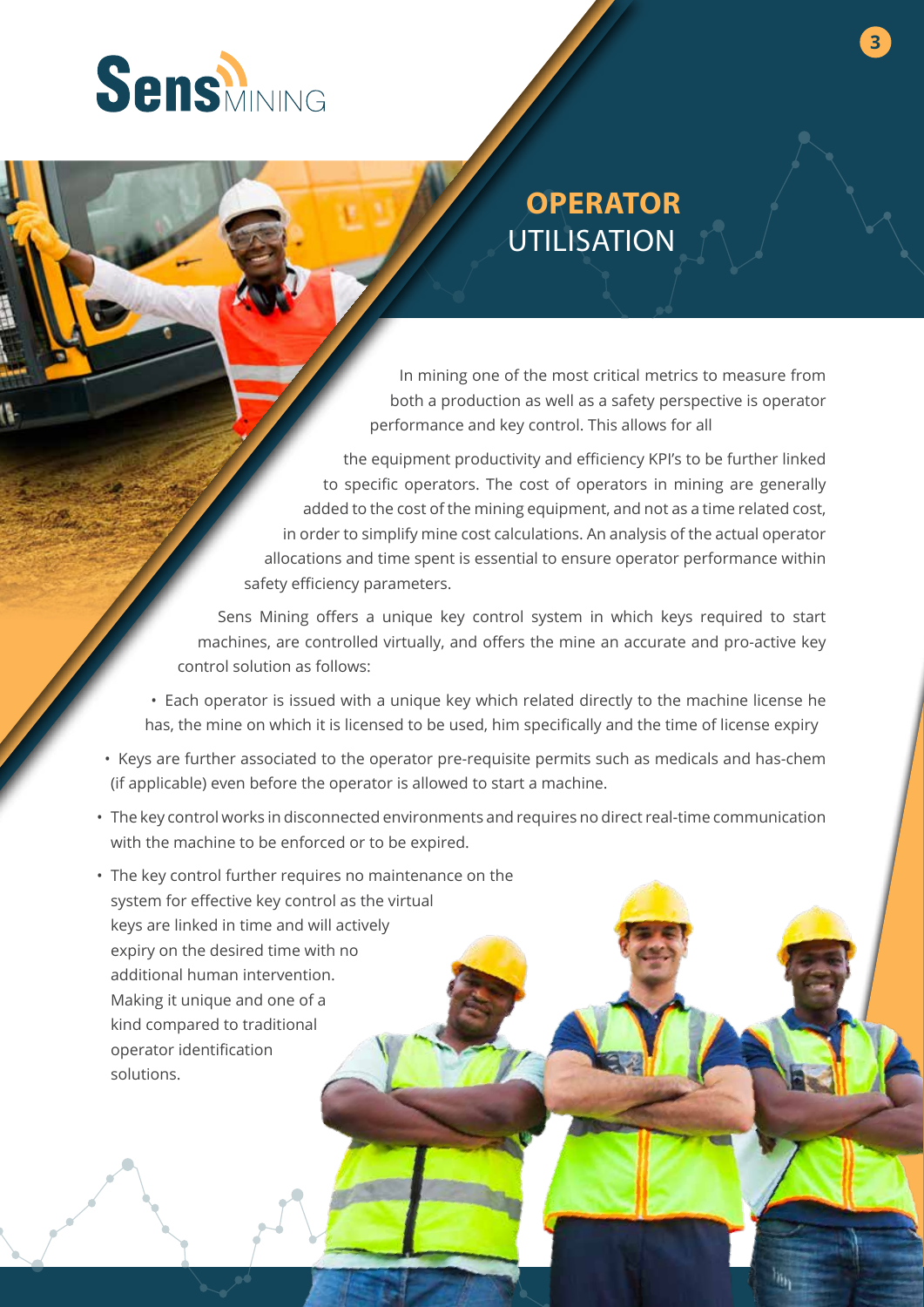# OPERATOR UTILISATION

In mining one of the most critical metrics to measure from both a production as well as a safety perspective is operator performance and key control. This allows for all

the equipment productivity and efficiency KPI's to be further linked to specific operators. The cost of operators in mining are generally added to the cost of the mining equipment, and not as a time related cost, in order to simplify mine cost calculations. An analysis of the actual operator allocations and time spent is essential to ensure operator performance within safety efficiency parameters.

Sens Mining offers a unique key control system in which keys required to start machines, are controlled virtually, and offers the mine an accurate and pro-active key control solution as follows:

- Each operator is issued with a unique key which related directly to the machine license he has, the mine on which it is licensed to be used, him specifically and the time of license expiry
- Keys are further associated to the operator pre-requisite permits such as medicals and has-chem (if applicable) even before the operator is allowed to start a machine.
- The key control works in disconnected environments and requires no direct real-time communication with the machine to be enforced or to be expired.
- The key control further requires no maintenance on the system for effective key control as the virtual keys are linked in time and will actively expiry on the desired time with no additional human intervention. Making it unique and one of a kind compared to traditional operator identification solutions.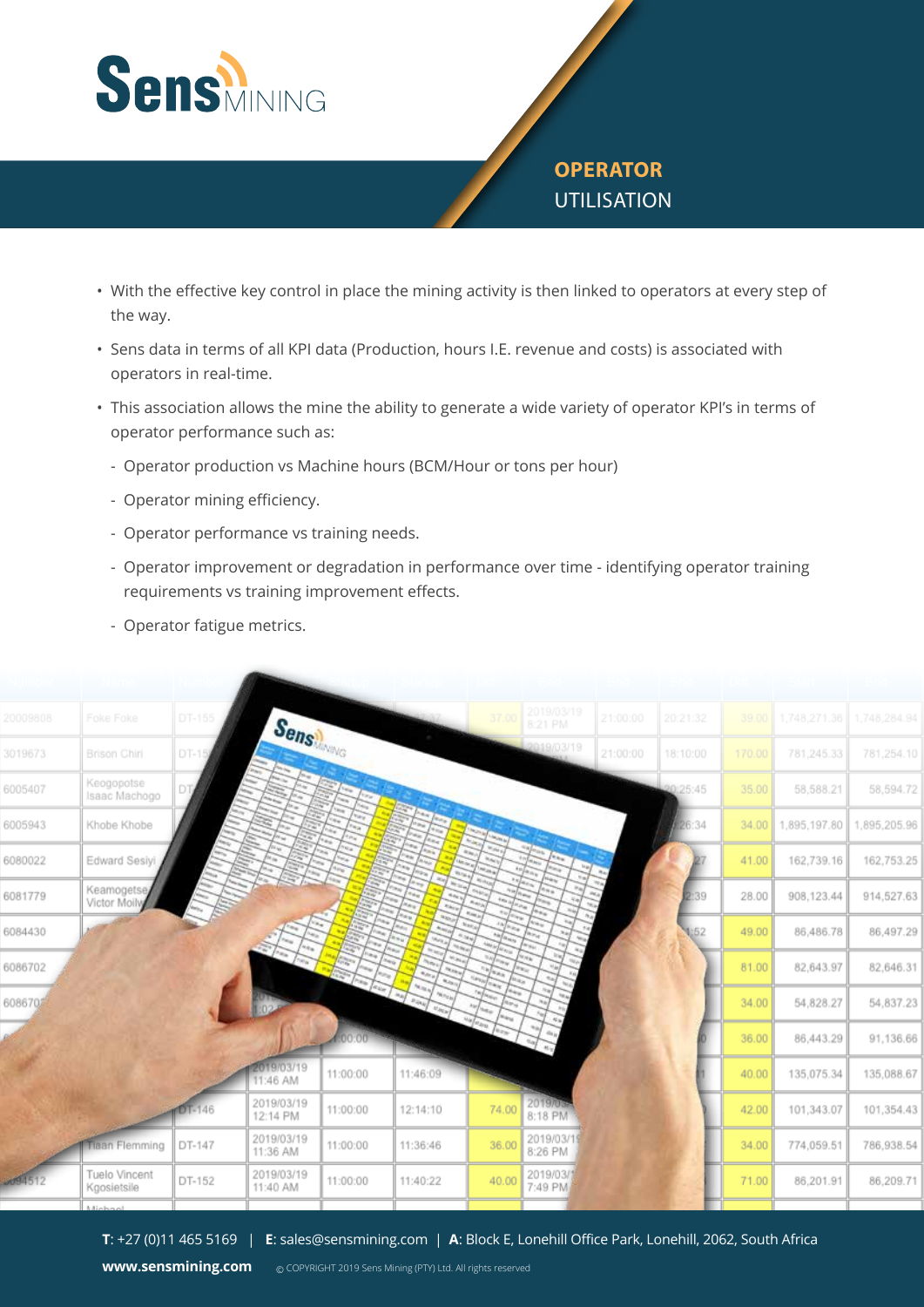# OPERATOR UTILISATION

- With the effective key control in place the mining activity is then linked to operators at every step of the way.
- Sens data in terms of all KPI data (Production, hours I.E. revenue and costs) is associated with operators in real-time.
- This association allows the mine the ability to generate a wide variety of operator KPI's in terms of operator performance such as:
  - Operator production vs Machine hours (BCM/Hour or tons per hour)
  - Operator mining efficiency.
  - Operator performance vs training needs.
  - Operator improvement or degradation in performance over time - identifying operator training requirements vs training improvement effects.
  - Operator fatigue metrics.

**T**: +27 (0)11 465 5169 | **E**: sales@sensmining.com | **A**: Block E, Lonehill Office Park, Lonehill, 2062, South Africa

**www.sensmining.com** © COPYRIGHT 2019 Sens Mining (PTY) Ltd. All rights reserved